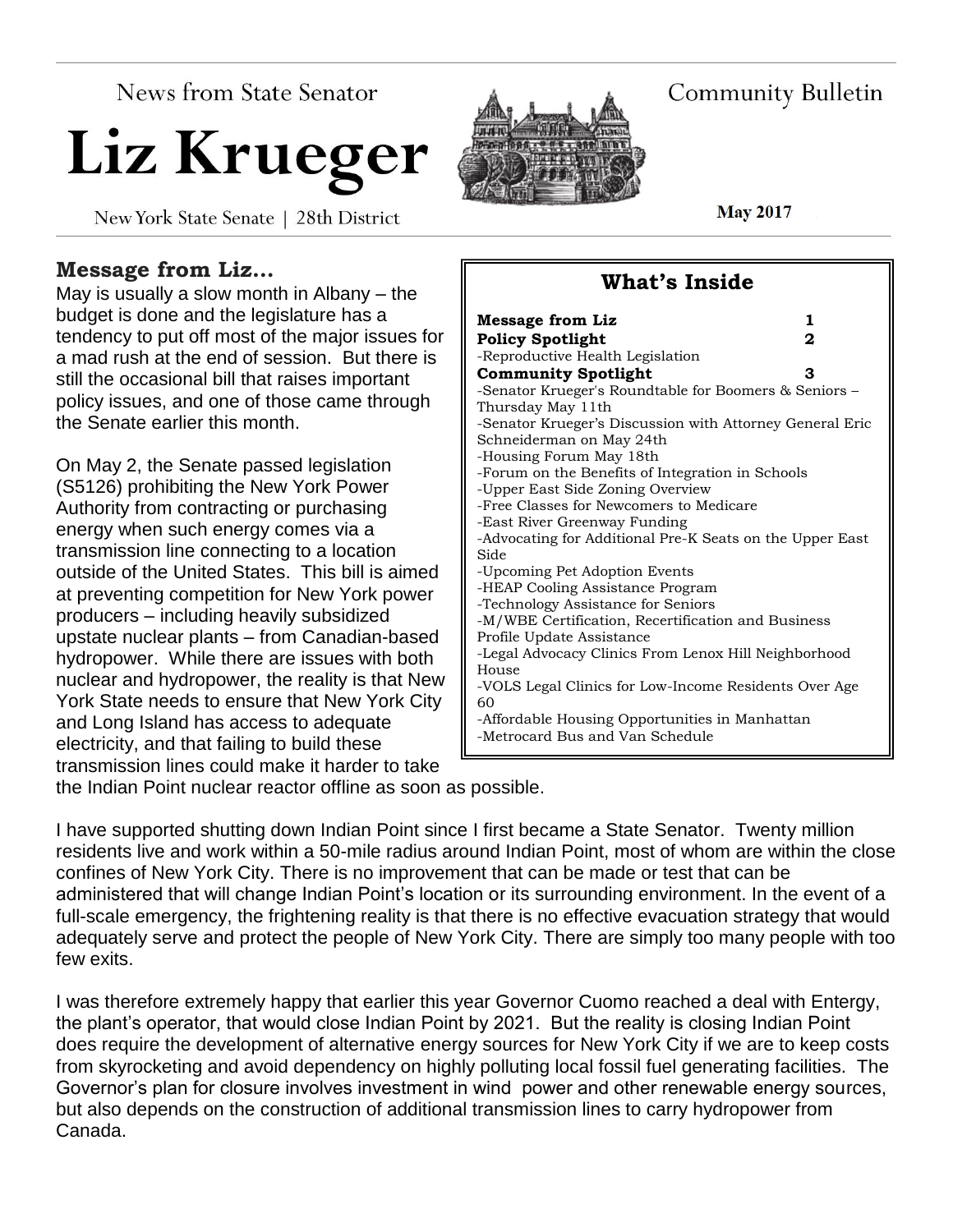News from State Senator

# Liz Krueger

New York State Senate | 28th District

Community Bulletin

**May 2017**

## Message from Liz...

May is usually a slow month in Albany – the budget is done and the legislature has a tendency to put off most of the major issues for a mad rush at the end of session. But there is still the occasional bill that raises important policy issues, and one of those came through the Senate earlier this month.

On May 2, the Senate passed legislation (S5126) prohibiting the New York Power Authority from contracting or purchasing energy when such energy comes via a transmission line connecting to a location outside of the United States. This bill is aimed at preventing competition for New York power producers – including heavily subsidized upstate nuclear plants – from Canadian-based hydropower. While there are issues with both nuclear and hydropower, the reality is that New York State needs to ensure that New York City and Long Island has access to adequate electricity, and that failing to build these transmission lines could make it harder to take the Indian Point nuclear reactor offline as soon as possible.

I have supported shutting down Indian Point since I first became a State Senator. Twenty million residents live and work within a 50-mile radius around Indian Point, most of whom are within the close confines of New York City. There is no improvement that can be made or test that can be administered that will change Indian Point's location or its surrounding environment. In the event of a full-scale emergency, the frightening reality is that there is no effective evacuation strategy that would adequately serve and protect the people of New York City. There are simply too many people with too few exits.

I was therefore extremely happy that earlier this year Governor Cuomo reached a deal with Entergy, the plant's operator, that would close Indian Point by 2021. But the reality is closing Indian Point does require the development of alternative energy sources for New York City if we are to keep costs from skyrocketing and avoid dependency on highly polluting local fossil fuel generating facilities. The Governor's plan for closure involves investment in wind power and other renewable energy sources, but also depends on the construction of additional transmission lines to carry hydropower from Canada.

## What's Inside

**Message from Liz** 1

**Policy Spotlight** 2

-Reproductive Health Legislation

**Community Spotlight** 3

-Senator Krueger's Roundtable for Boomers & Seniors – Thursday May 11th
-Senator Krueger's Discussion with Attorney General Eric Schneiderman on May 24th
-Housing Forum May 18th
-Forum on the Benefits of Integration in Schools
-Upper East Side Zoning Overview
-Free Classes for Newcomers to Medicare
-East River Greenway Funding
-Advocating for Additional Pre-K Seats on the Upper East Side
-Upcoming Pet Adoption Events
-HEAP Cooling Assistance Program
-Technology Assistance for Seniors
-M/WBE Certification, Recertification and Business Profile Update Assistance
-Legal Advocacy Clinics From Lenox Hill Neighborhood House
-VOLS Legal Clinics for Low-Income Residents Over Age 60
-Affordable Housing Opportunities in Manhattan
-Metrocard Bus and Van Schedule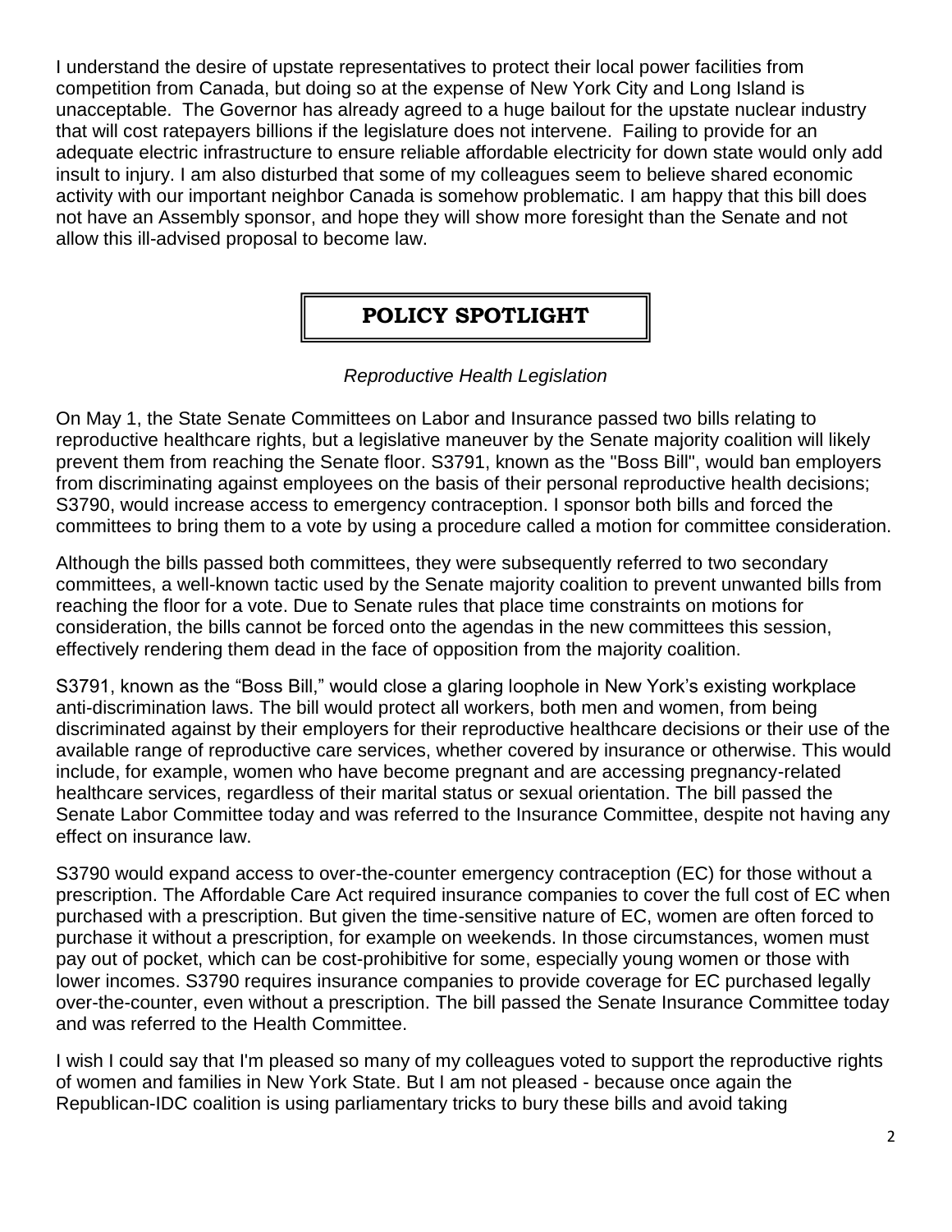I understand the desire of upstate representatives to protect their local power facilities from competition from Canada, but doing so at the expense of New York City and Long Island is unacceptable. The Governor has already agreed to a huge bailout for the upstate nuclear industry that will cost ratepayers billions if the legislature does not intervene. Failing to provide for an adequate electric infrastructure to ensure reliable affordable electricity for down state would only add insult to injury. I am also disturbed that some of my colleagues seem to believe shared economic activity with our important neighbor Canada is somehow problematic. I am happy that this bill does not have an Assembly sponsor, and hope they will show more foresight than the Senate and not allow this ill-advised proposal to become law.

## POLICY SPOTLIGHT

*Reproductive Health Legislation*

On May 1, the State Senate Committees on Labor and Insurance passed two bills relating to reproductive healthcare rights, but a legislative maneuver by the Senate majority coalition will likely prevent them from reaching the Senate floor. S3791, known as the "Boss Bill", would ban employers from discriminating against employees on the basis of their personal reproductive health decisions; S3790, would increase access to emergency contraception. I sponsor both bills and forced the committees to bring them to a vote by using a procedure called a motion for committee consideration.

Although the bills passed both committees, they were subsequently referred to two secondary committees, a well-known tactic used by the Senate majority coalition to prevent unwanted bills from reaching the floor for a vote. Due to Senate rules that place time constraints on motions for consideration, the bills cannot be forced onto the agendas in the new committees this session, effectively rendering them dead in the face of opposition from the majority coalition.

S3791, known as the "Boss Bill," would close a glaring loophole in New York's existing workplace anti-discrimination laws. The bill would protect all workers, both men and women, from being discriminated against by their employers for their reproductive healthcare decisions or their use of the available range of reproductive care services, whether covered by insurance or otherwise. This would include, for example, women who have become pregnant and are accessing pregnancy-related healthcare services, regardless of their marital status or sexual orientation. The bill passed the Senate Labor Committee today and was referred to the Insurance Committee, despite not having any effect on insurance law.

S3790 would expand access to over-the-counter emergency contraception (EC) for those without a prescription. The Affordable Care Act required insurance companies to cover the full cost of EC when purchased with a prescription. But given the time-sensitive nature of EC, women are often forced to purchase it without a prescription, for example on weekends. In those circumstances, women must pay out of pocket, which can be cost-prohibitive for some, especially young women or those with lower incomes. S3790 requires insurance companies to provide coverage for EC purchased legally over-the-counter, even without a prescription. The bill passed the Senate Insurance Committee today and was referred to the Health Committee.

I wish I could say that I'm pleased so many of my colleagues voted to support the reproductive rights of women and families in New York State. But I am not pleased - because once again the Republican-IDC coalition is using parliamentary tricks to bury these bills and avoid taking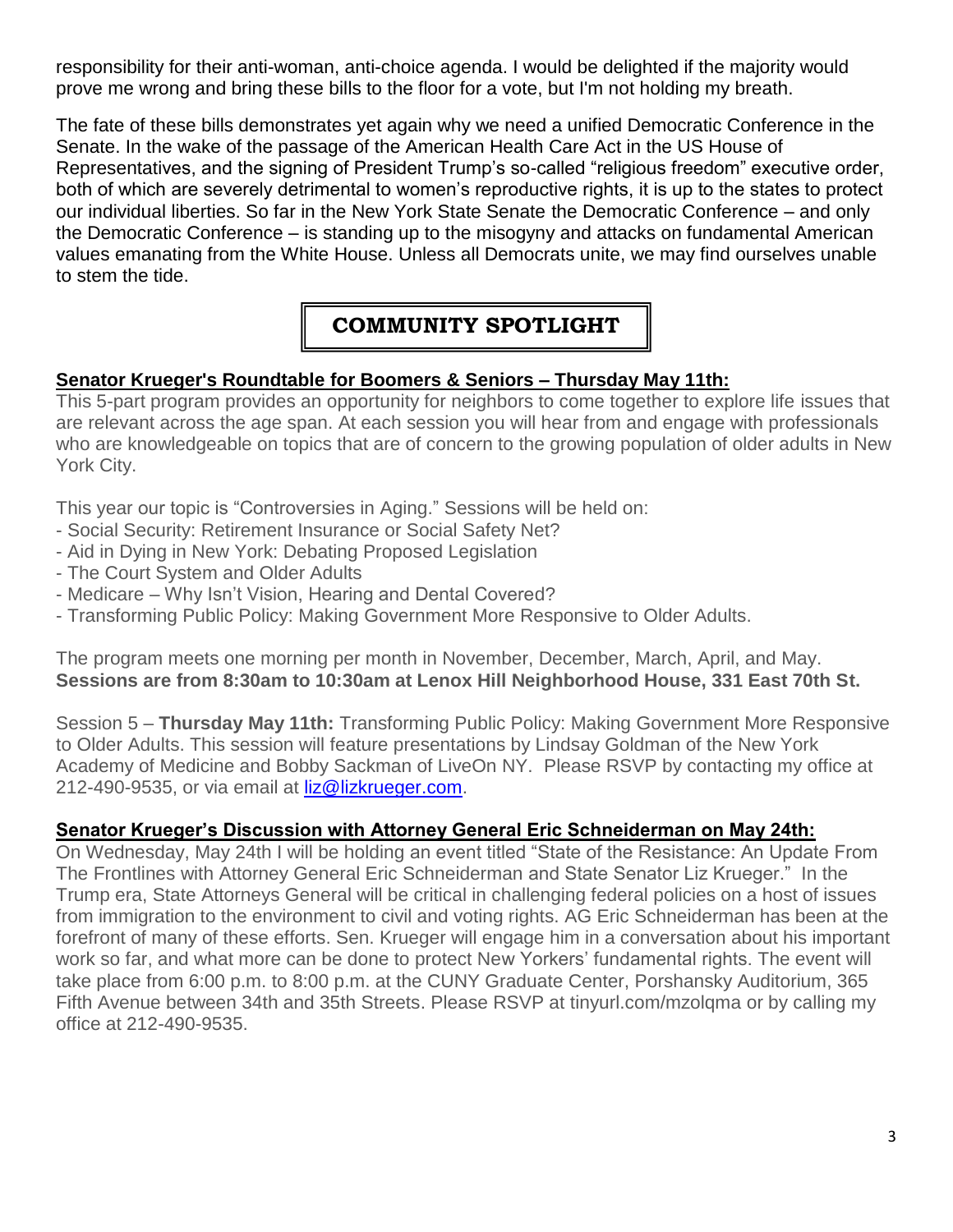responsibility for their anti-woman, anti-choice agenda. I would be delighted if the majority would prove me wrong and bring these bills to the floor for a vote, but I'm not holding my breath.

The fate of these bills demonstrates yet again why we need a unified Democratic Conference in the Senate. In the wake of the passage of the American Health Care Act in the US House of Representatives, and the signing of President Trump's so-called "religious freedom" executive order, both of which are severely detrimental to women's reproductive rights, it is up to the states to protect our individual liberties. So far in the New York State Senate the Democratic Conference – and only the Democratic Conference – is standing up to the misogyny and attacks on fundamental American values emanating from the White House. Unless all Democrats unite, we may find ourselves unable to stem the tide.

## COMMUNITY SPOTLIGHT

**Senator Krueger's Roundtable for Boomers & Seniors – Thursday May 11th:**

This 5-part program provides an opportunity for neighbors to come together to explore life issues that are relevant across the age span. At each session you will hear from and engage with professionals who are knowledgeable on topics that are of concern to the growing population of older adults in New York City.

This year our topic is "Controversies in Aging." Sessions will be held on:

- Social Security: Retirement Insurance or Social Safety Net?
- Aid in Dying in New York: Debating Proposed Legislation
- The Court System and Older Adults
- Medicare – Why Isn't Vision, Hearing and Dental Covered?
- Transforming Public Policy: Making Government More Responsive to Older Adults.

The program meets one morning per month in November, December, March, April, and May. **Sessions are from 8:30am to 10:30am at Lenox Hill Neighborhood House, 331 East 70th St.**

Session 5 – **Thursday May 11th:** Transforming Public Policy: Making Government More Responsive to Older Adults. This session will feature presentations by Lindsay Goldman of the New York Academy of Medicine and Bobby Sackman of LiveOn NY. Please RSVP by contacting my office at 212-490-9535, or via email at liz@lizkrueger.com.

**Senator Krueger's Discussion with Attorney General Eric Schneiderman on May 24th:**

On Wednesday, May 24th I will be holding an event titled "State of the Resistance: An Update From The Frontlines with Attorney General Eric Schneiderman and State Senator Liz Krueger." In the Trump era, State Attorneys General will be critical in challenging federal policies on a host of issues from immigration to the environment to civil and voting rights. AG Eric Schneiderman has been at the forefront of many of these efforts. Sen. Krueger will engage him in a conversation about his important work so far, and what more can be done to protect New Yorkers' fundamental rights. The event will take place from 6:00 p.m. to 8:00 p.m. at the CUNY Graduate Center, Porshansky Auditorium, 365 Fifth Avenue between 34th and 35th Streets. Please RSVP at tinyurl.com/mzolqma or by calling my office at 212-490-9535.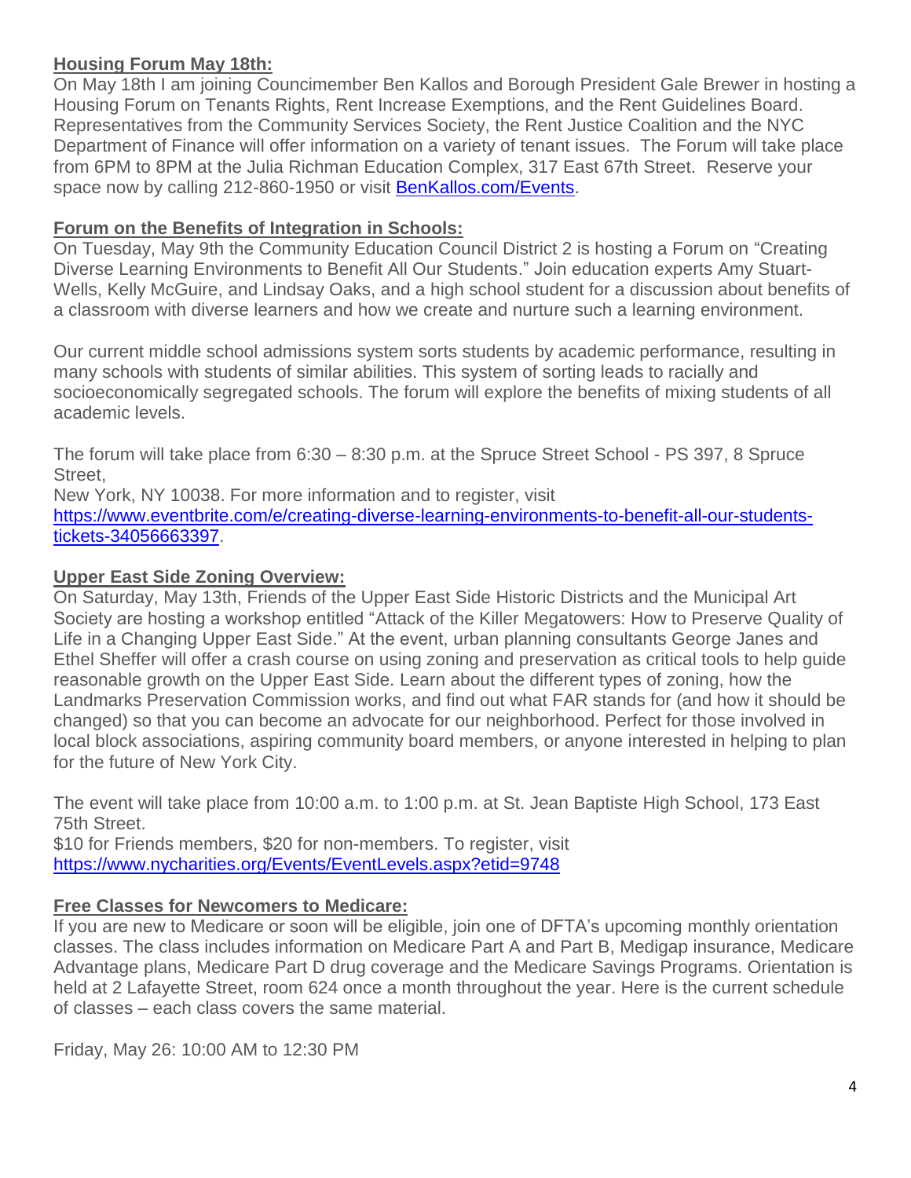**Housing Forum May 18th:**

On May 18th I am joining Councimember Ben Kallos and Borough President Gale Brewer in hosting a Housing Forum on Tenants Rights, Rent Increase Exemptions, and the Rent Guidelines Board. Representatives from the Community Services Society, the Rent Justice Coalition and the NYC Department of Finance will offer information on a variety of tenant issues. The Forum will take place from 6PM to 8PM at the Julia Richman Education Complex, 317 East 67th Street. Reserve your space now by calling 212-860-1950 or visit [BenKallos.com/Events](BenKallos.com/Events).

**Forum on the Benefits of Integration in Schools:**

On Tuesday, May 9th the Community Education Council District 2 is hosting a Forum on "Creating Diverse Learning Environments to Benefit All Our Students." Join education experts Amy Stuart-Wells, Kelly McGuire, and Lindsay Oaks, and a high school student for a discussion about benefits of a classroom with diverse learners and how we create and nurture such a learning environment.

Our current middle school admissions system sorts students by academic performance, resulting in many schools with students of similar abilities. This system of sorting leads to racially and socioeconomically segregated schools. The forum will explore the benefits of mixing students of all academic levels.

The forum will take place from 6:30 – 8:30 p.m. at the Spruce Street School - PS 397, 8 Spruce Street,
New York, NY 10038. For more information and to register, visit [https://www.eventbrite.com/e/creating-diverse-learning-environments-to-benefit-all-our-students-tickets-34056663397](https://www.eventbrite.com/e/creating-diverse-learning-environments-to-benefit-all-our-students-tickets-34056663397).

**Upper East Side Zoning Overview:**

On Saturday, May 13th, Friends of the Upper East Side Historic Districts and the Municipal Art Society are hosting a workshop entitled "Attack of the Killer Megatowers: How to Preserve Quality of Life in a Changing Upper East Side." At the event, urban planning consultants George Janes and Ethel Sheffer will offer a crash course on using zoning and preservation as critical tools to help guide reasonable growth on the Upper East Side. Learn about the different types of zoning, how the Landmarks Preservation Commission works, and find out what FAR stands for (and how it should be changed) so that you can become an advocate for our neighborhood. Perfect for those involved in local block associations, aspiring community board members, or anyone interested in helping to plan for the future of New York City.

The event will take place from 10:00 a.m. to 1:00 p.m. at St. Jean Baptiste High School, 173 East 75th Street.
$10 for Friends members, $20 for non-members. To register, visit [https://www.nycharities.org/Events/EventLevels.aspx?etid=9748](https://www.nycharities.org/Events/EventLevels.aspx?etid=9748)

**Free Classes for Newcomers to Medicare:**

If you are new to Medicare or soon will be eligible, join one of DFTA's upcoming monthly orientation classes. The class includes information on Medicare Part A and Part B, Medigap insurance, Medicare Advantage plans, Medicare Part D drug coverage and the Medicare Savings Programs. Orientation is held at 2 Lafayette Street, room 624 once a month throughout the year. Here is the current schedule of classes – each class covers the same material.

Friday, May 26: 10:00 AM to 12:30 PM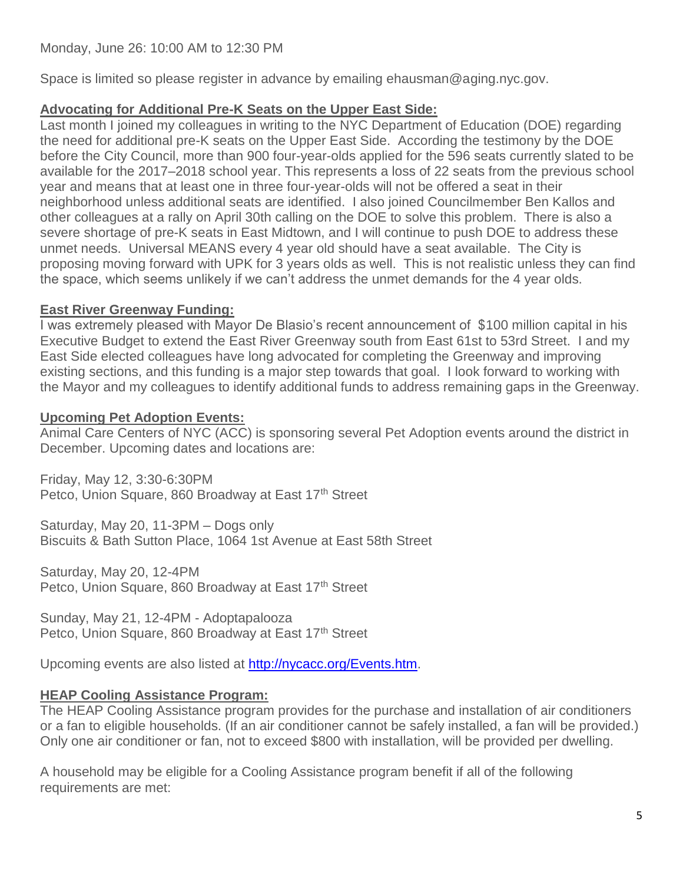Monday, June 26: 10:00 AM to 12:30 PM

Space is limited so please register in advance by emailing ehausman@aging.nyc.gov.

**Advocating for Additional Pre-K Seats on the Upper East Side:**

Last month I joined my colleagues in writing to the NYC Department of Education (DOE) regarding the need for additional pre-K seats on the Upper East Side. According the testimony by the DOE before the City Council, more than 900 four-year-olds applied for the 596 seats currently slated to be available for the 2017–2018 school year. This represents a loss of 22 seats from the previous school year and means that at least one in three four-year-olds will not be offered a seat in their neighborhood unless additional seats are identified. I also joined Councilmember Ben Kallos and other colleagues at a rally on April 30th calling on the DOE to solve this problem. There is also a severe shortage of pre-K seats in East Midtown, and I will continue to push DOE to address these unmet needs. Universal MEANS every 4 year old should have a seat available. The City is proposing moving forward with UPK for 3 years olds as well. This is not realistic unless they can find the space, which seems unlikely if we can't address the unmet demands for the 4 year olds.

**East River Greenway Funding:**

I was extremely pleased with Mayor De Blasio's recent announcement of $100 million capital in his Executive Budget to extend the East River Greenway south from East 61st to 53rd Street. I and my East Side elected colleagues have long advocated for completing the Greenway and improving existing sections, and this funding is a major step towards that goal. I look forward to working with the Mayor and my colleagues to identify additional funds to address remaining gaps in the Greenway.

**Upcoming Pet Adoption Events:**

Animal Care Centers of NYC (ACC) is sponsoring several Pet Adoption events around the district in December. Upcoming dates and locations are:

Friday, May 12, 3:30-6:30PM
Petco, Union Square, 860 Broadway at East 17th Street

Saturday, May 20, 11-3PM – Dogs only
Biscuits & Bath Sutton Place, 1064 1st Avenue at East 58th Street

Saturday, May 20, 12-4PM
Petco, Union Square, 860 Broadway at East 17th Street

Sunday, May 21, 12-4PM - Adoptapalooza
Petco, Union Square, 860 Broadway at East 17th Street

Upcoming events are also listed at http://nycacc.org/Events.htm.

**HEAP Cooling Assistance Program:**

The HEAP Cooling Assistance program provides for the purchase and installation of air conditioners or a fan to eligible households. (If an air conditioner cannot be safely installed, a fan will be provided.) Only one air conditioner or fan, not to exceed $800 with installation, will be provided per dwelling.

A household may be eligible for a Cooling Assistance program benefit if all of the following requirements are met: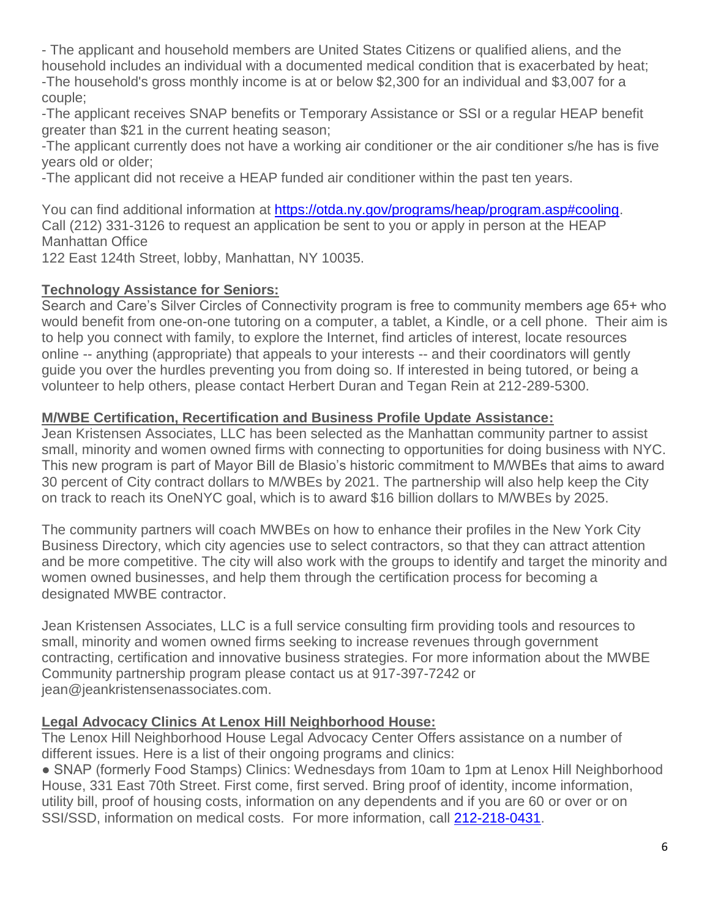- The applicant and household members are United States Citizens or qualified aliens, and the household includes an individual with a documented medical condition that is exacerbated by heat;
-The household's gross monthly income is at or below $2,300 for an individual and $3,007 for a couple;
-The applicant receives SNAP benefits or Temporary Assistance or SSI or a regular HEAP benefit greater than $21 in the current heating season;
-The applicant currently does not have a working air conditioner or the air conditioner s/he has is five years old or older;
-The applicant did not receive a HEAP funded air conditioner within the past ten years.

You can find additional information at [https://otda.ny.gov/programs/heap/program.asp#cooling](https://otda.ny.gov/programs/heap/program.asp#cooling).
Call (212) 331-3126 to request an application be sent to you or apply in person at the HEAP Manhattan Office
122 East 124th Street, lobby, Manhattan, NY 10035.

**Technology Assistance for Seniors:**
Search and Care's Silver Circles of Connectivity program is free to community members age 65+ who would benefit from one-on-one tutoring on a computer, a tablet, a Kindle, or a cell phone. Their aim is to help you connect with family, to explore the Internet, find articles of interest, locate resources online -- anything (appropriate) that appeals to your interests -- and their coordinators will gently guide you over the hurdles preventing you from doing so. If interested in being tutored, or being a volunteer to help others, please contact Herbert Duran and Tegan Rein at 212-289-5300.

**M/WBE Certification, Recertification and Business Profile Update Assistance:**
Jean Kristensen Associates, LLC has been selected as the Manhattan community partner to assist small, minority and women owned firms with connecting to opportunities for doing business with NYC. This new program is part of Mayor Bill de Blasio's historic commitment to M/WBEs that aims to award 30 percent of City contract dollars to M/WBEs by 2021. The partnership will also help keep the City on track to reach its OneNYC goal, which is to award $16 billion dollars to M/WBEs by 2025.

The community partners will coach MWBEs on how to enhance their profiles in the New York City Business Directory, which city agencies use to select contractors, so that they can attract attention and be more competitive. The city will also work with the groups to identify and target the minority and women owned businesses, and help them through the certification process for becoming a designated MWBE contractor.

Jean Kristensen Associates, LLC is a full service consulting firm providing tools and resources to small, minority and women owned firms seeking to increase revenues through government contracting, certification and innovative business strategies. For more information about the MWBE Community partnership program please contact us at 917-397-7242 or jean@jeankristensenassociates.com.

**Legal Advocacy Clinics At Lenox Hill Neighborhood House:**
The Lenox Hill Neighborhood House Legal Advocacy Center Offers assistance on a number of different issues. Here is a list of their ongoing programs and clinics:
● SNAP (formerly Food Stamps) Clinics: Wednesdays from 10am to 1pm at Lenox Hill Neighborhood House, 331 East 70th Street. First come, first served. Bring proof of identity, income information, utility bill, proof of housing costs, information on any dependents and if you are 60 or over or on SSI/SSD, information on medical costs. For more information, call 212-218-0431.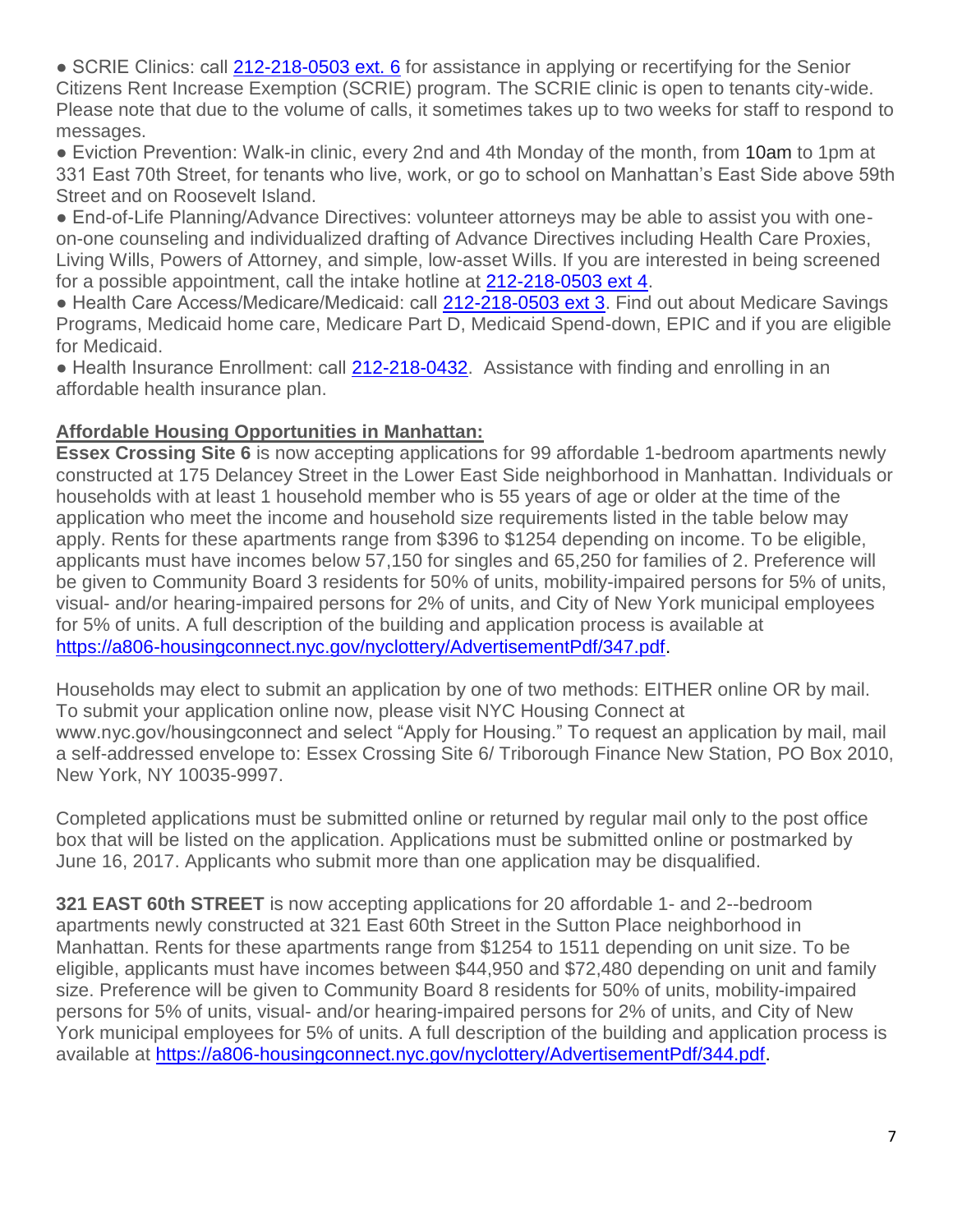- SCRIE Clinics: call [212-218-0503 ext. 6](tel:212-218-0503) for assistance in applying or recertifying for the Senior Citizens Rent Increase Exemption (SCRIE) program. The SCRIE clinic is open to tenants city-wide. Please note that due to the volume of calls, it sometimes takes up to two weeks for staff to respond to messages.
- Eviction Prevention: Walk-in clinic, every 2nd and 4th Monday of the month, from 10am to 1pm at 331 East 70th Street, for tenants who live, work, or go to school on Manhattan's East Side above 59th Street and on Roosevelt Island.
- End-of-Life Planning/Advance Directives: volunteer attorneys may be able to assist you with one-on-one counseling and individualized drafting of Advance Directives including Health Care Proxies, Living Wills, Powers of Attorney, and simple, low-asset Wills. If you are interested in being screened for a possible appointment, call the intake hotline at [212-218-0503 ext 4](tel:212-218-0503).
- Health Care Access/Medicare/Medicaid: call [212-218-0503 ext 3](tel:212-218-0503). Find out about Medicare Savings Programs, Medicaid home care, Medicare Part D, Medicaid Spend-down, EPIC and if you are eligible for Medicaid.
- Health Insurance Enrollment: call [212-218-0432](tel:212-218-0432). Assistance with finding and enrolling in an affordable health insurance plan.

**Affordable Housing Opportunities in Manhattan:**

**Essex Crossing Site 6** is now accepting applications for 99 affordable 1-bedroom apartments newly constructed at 175 Delancey Street in the Lower East Side neighborhood in Manhattan. Individuals or households with at least 1 household member who is 55 years of age or older at the time of the application who meet the income and household size requirements listed in the table below may apply. Rents for these apartments range from $396 to $1254 depending on income. To be eligible, applicants must have incomes below 57,150 for singles and 65,250 for families of 2. Preference will be given to Community Board 3 residents for 50% of units, mobility-impaired persons for 5% of units, visual- and/or hearing-impaired persons for 2% of units, and City of New York municipal employees for 5% of units. A full description of the building and application process is available at https://a806-housingconnect.nyc.gov/nyclottery/AdvertisementPdf/347.pdf.

Households may elect to submit an application by one of two methods: EITHER online OR by mail. To submit your application online now, please visit NYC Housing Connect at www.nyc.gov/housingconnect and select "Apply for Housing." To request an application by mail, mail a self-addressed envelope to: Essex Crossing Site 6/ Triborough Finance New Station, PO Box 2010, New York, NY 10035-9997.

Completed applications must be submitted online or returned by regular mail only to the post office box that will be listed on the application. Applications must be submitted online or postmarked by June 16, 2017. Applicants who submit more than one application may be disqualified.

**321 EAST 60th STREET** is now accepting applications for 20 affordable 1- and 2--bedroom apartments newly constructed at 321 East 60th Street in the Sutton Place neighborhood in Manhattan. Rents for these apartments range from $1254 to 1511 depending on unit size. To be eligible, applicants must have incomes between $44,950 and $72,480 depending on unit and family size. Preference will be given to Community Board 8 residents for 50% of units, mobility-impaired persons for 5% of units, visual- and/or hearing-impaired persons for 2% of units, and City of New York municipal employees for 5% of units. A full description of the building and application process is available at https://a806-housingconnect.nyc.gov/nyclottery/AdvertisementPdf/344.pdf.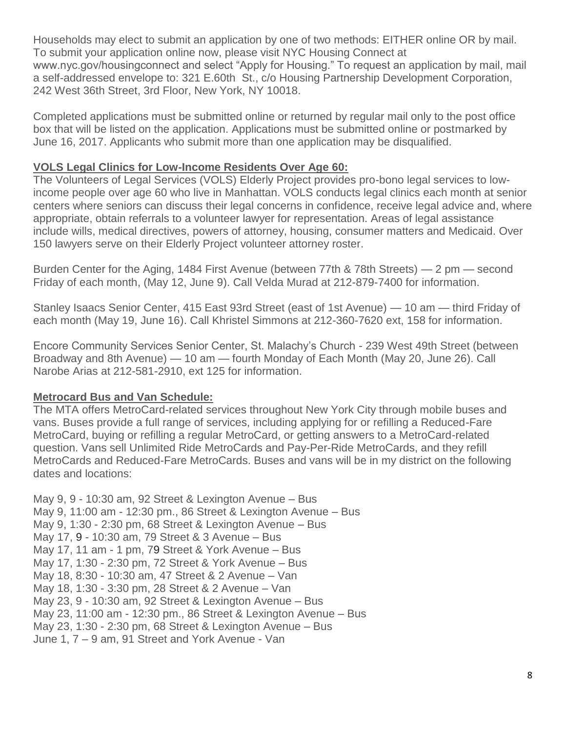Households may elect to submit an application by one of two methods: EITHER online OR by mail. To submit your application online now, please visit NYC Housing Connect at www.nyc.gov/housingconnect and select "Apply for Housing." To request an application by mail, mail a self-addressed envelope to: 321 E.60th St., c/o Housing Partnership Development Corporation, 242 West 36th Street, 3rd Floor, New York, NY 10018.

Completed applications must be submitted online or returned by regular mail only to the post office box that will be listed on the application. Applications must be submitted online or postmarked by June 16, 2017. Applicants who submit more than one application may be disqualified.

**VOLS Legal Clinics for Low-Income Residents Over Age 60:**

The Volunteers of Legal Services (VOLS) Elderly Project provides pro-bono legal services to low-income people over age 60 who live in Manhattan. VOLS conducts legal clinics each month at senior centers where seniors can discuss their legal concerns in confidence, receive legal advice and, where appropriate, obtain referrals to a volunteer lawyer for representation. Areas of legal assistance include wills, medical directives, powers of attorney, housing, consumer matters and Medicaid. Over 150 lawyers serve on their Elderly Project volunteer attorney roster.

Burden Center for the Aging, 1484 First Avenue (between 77th & 78th Streets) — 2 pm — second Friday of each month, (May 12, June 9). Call Velda Murad at 212-879-7400 for information.

Stanley Isaacs Senior Center, 415 East 93rd Street (east of 1st Avenue) — 10 am — third Friday of each month (May 19, June 16). Call Khristel Simmons at 212-360-7620 ext, 158 for information.

Encore Community Services Senior Center, St. Malachy's Church - 239 West 49th Street (between Broadway and 8th Avenue) — 10 am — fourth Monday of Each Month (May 20, June 26). Call Narobe Arias at 212-581-2910, ext 125 for information.

**Metrocard Bus and Van Schedule:**

The MTA offers MetroCard-related services throughout New York City through mobile buses and vans. Buses provide a full range of services, including applying for or refilling a Reduced-Fare MetroCard, buying or refilling a regular MetroCard, or getting answers to a MetroCard-related question. Vans sell Unlimited Ride MetroCards and Pay-Per-Ride MetroCards, and they refill MetroCards and Reduced-Fare MetroCards. Buses and vans will be in my district on the following dates and locations:

May 9, 9 - 10:30 am, 92 Street & Lexington Avenue – Bus
May 9, 11:00 am - 12:30 pm., 86 Street & Lexington Avenue – Bus
May 9, 1:30 - 2:30 pm, 68 Street & Lexington Avenue – Bus
May 17, 9 - 10:30 am, 79 Street & 3 Avenue – Bus
May 17, 11 am - 1 pm, 79 Street & York Avenue – Bus
May 17, 1:30 - 2:30 pm, 72 Street & York Avenue – Bus
May 18, 8:30 - 10:30 am, 47 Street & 2 Avenue – Van
May 18, 1:30 - 3:30 pm, 28 Street & 2 Avenue – Van
May 23, 9 - 10:30 am, 92 Street & Lexington Avenue – Bus
May 23, 11:00 am - 12:30 pm., 86 Street & Lexington Avenue – Bus
May 23, 1:30 - 2:30 pm, 68 Street & Lexington Avenue – Bus
June 1, 7 – 9 am, 91 Street and York Avenue - Van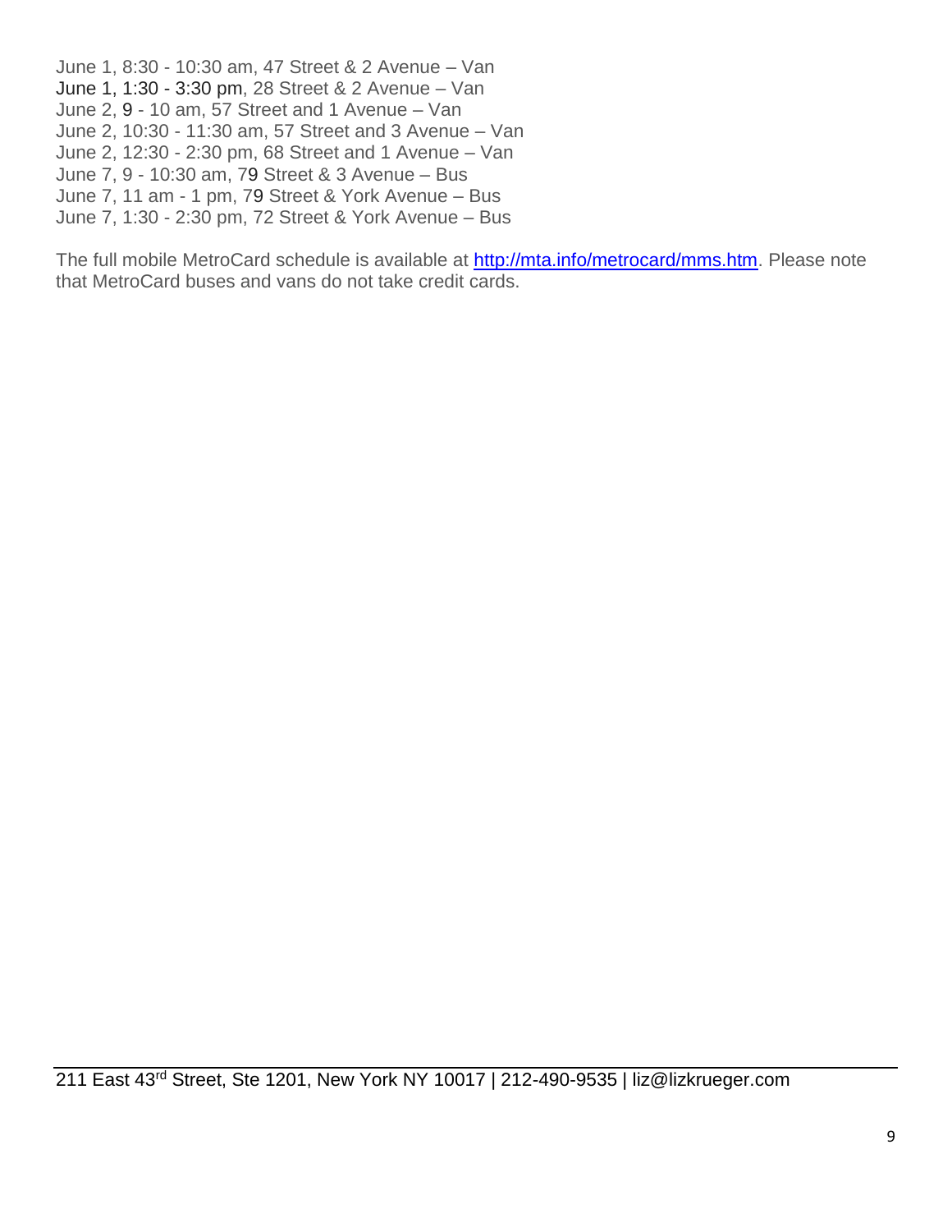June 1, 8:30 - 10:30 am, 47 Street & 2 Avenue – Van
June 1, 1:30 - 3:30 pm, 28 Street & 2 Avenue – Van
June 2, 9 - 10 am, 57 Street and 1 Avenue – Van
June 2, 10:30 - 11:30 am, 57 Street and 3 Avenue – Van
June 2, 12:30 - 2:30 pm, 68 Street and 1 Avenue – Van
June 7, 9 - 10:30 am, 79 Street & 3 Avenue – Bus
June 7, 11 am - 1 pm, 79 Street & York Avenue – Bus
June 7, 1:30 - 2:30 pm, 72 Street & York Avenue – Bus

The full mobile MetroCard schedule is available at [http://mta.info/metrocard/mms.htm](http://mta.info/metrocard/mms.htm). Please note that MetroCard buses and vans do not take credit cards.

211 East 43rd Street, Ste 1201, New York NY 10017 | 212-490-9535 | liz@lizkrueger.com